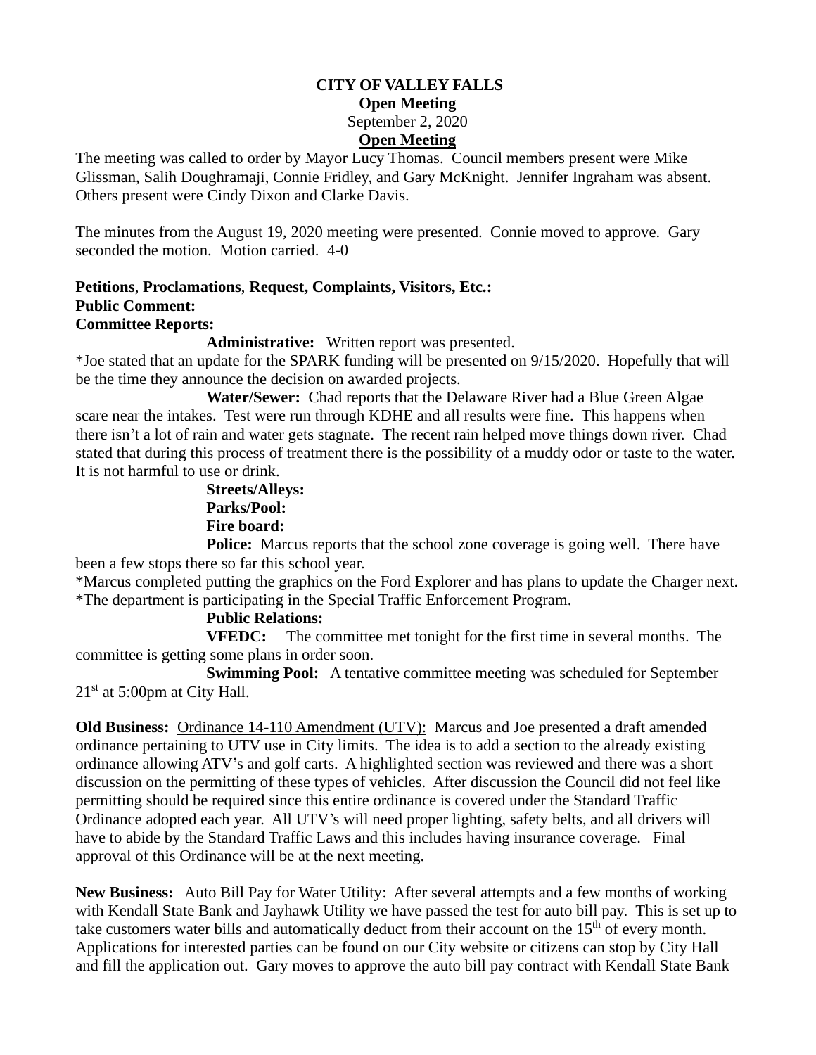# CITY OF VALLEY FALLS

**Open Meeting**

September 2, 2020

**Open Meeting**

The meeting was called to order by Mayor Lucy Thomas. Council members present were Mike Glissman, Salih Doughramaji, Connie Fridley, and Gary McKnight. Jennifer Ingraham was absent. Others present were Cindy Dixon and Clarke Davis.

The minutes from the August 19, 2020 meeting were presented. Connie moved to approve. Gary seconded the motion. Motion carried. 4-0

**Petitions**, **Proclamations**, **Request, Complaints, Visitors, Etc.:**
**Public Comment:**
**Committee Reports:**

**Administrative:** Written report was presented.

*Joe stated that an update for the SPARK funding will be presented on 9/15/2020. Hopefully that will be the time they announce the decision on awarded projects.

**Water/Sewer:** Chad reports that the Delaware River had a Blue Green Algae scare near the intakes. Test were run through KDHE and all results were fine. This happens when there isn't a lot of rain and water gets stagnate. The recent rain helped move things down river. Chad stated that during this process of treatment there is the possibility of a muddy odor or taste to the water. It is not harmful to use or drink.

**Streets/Alleys:**

**Parks/Pool:**

**Fire board:**

**Police:** Marcus reports that the school zone coverage is going well. There have been a few stops there so far this school year.

*Marcus completed putting the graphics on the Ford Explorer and has plans to update the Charger next.

*The department is participating in the Special Traffic Enforcement Program.

**Public Relations:**

**VFEDC:** The committee met tonight for the first time in several months. The committee is getting some plans in order soon.

**Swimming Pool:** A tentative committee meeting was scheduled for September 21st at 5:00pm at City Hall.

**Old Business:** Ordinance 14-110 Amendment (UTV): Marcus and Joe presented a draft amended ordinance pertaining to UTV use in City limits. The idea is to add a section to the already existing ordinance allowing ATV's and golf carts. A highlighted section was reviewed and there was a short discussion on the permitting of these types of vehicles. After discussion the Council did not feel like permitting should be required since this entire ordinance is covered under the Standard Traffic Ordinance adopted each year. All UTV's will need proper lighting, safety belts, and all drivers will have to abide by the Standard Traffic Laws and this includes having insurance coverage. Final approval of this Ordinance will be at the next meeting.

**New Business:** Auto Bill Pay for Water Utility: After several attempts and a few months of working with Kendall State Bank and Jayhawk Utility we have passed the test for auto bill pay. This is set up to take customers water bills and automatically deduct from their account on the 15th of every month. Applications for interested parties can be found on our City website or citizens can stop by City Hall and fill the application out. Gary moves to approve the auto bill pay contract with Kendall State Bank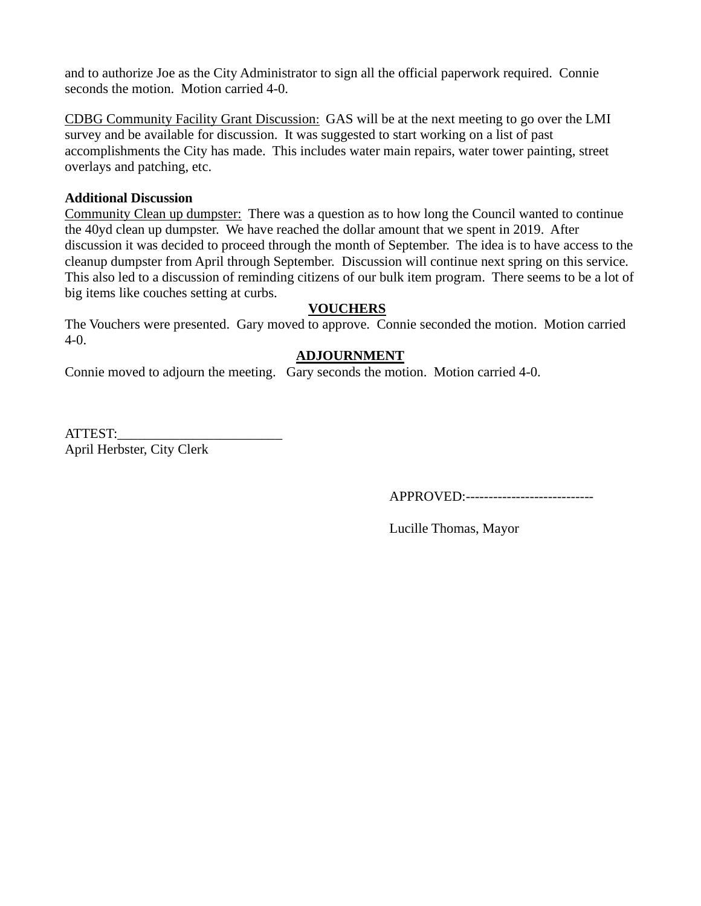and to authorize Joe as the City Administrator to sign all the official paperwork required. Connie seconds the motion. Motion carried 4-0.

CDBG Community Facility Grant Discussion: GAS will be at the next meeting to go over the LMI survey and be available for discussion. It was suggested to start working on a list of past accomplishments the City has made. This includes water main repairs, water tower painting, street overlays and patching, etc.

**Additional Discussion**

Community Clean up dumpster: There was a question as to how long the Council wanted to continue the 40yd clean up dumpster. We have reached the dollar amount that we spent in 2019. After discussion it was decided to proceed through the month of September. The idea is to have access to the cleanup dumpster from April through September. Discussion will continue next spring on this service. This also led to a discussion of reminding citizens of our bulk item program. There seems to be a lot of big items like couches setting at curbs.

**VOUCHERS**

The Vouchers were presented. Gary moved to approve. Connie seconded the motion. Motion carried 4-0.

**ADJOURNMENT**

Connie moved to adjourn the meeting. Gary seconds the motion. Motion carried 4-0.

ATTEST:________________________
April Herbster, City Clerk

APPROVED:---------------------------

Lucille Thomas, Mayor